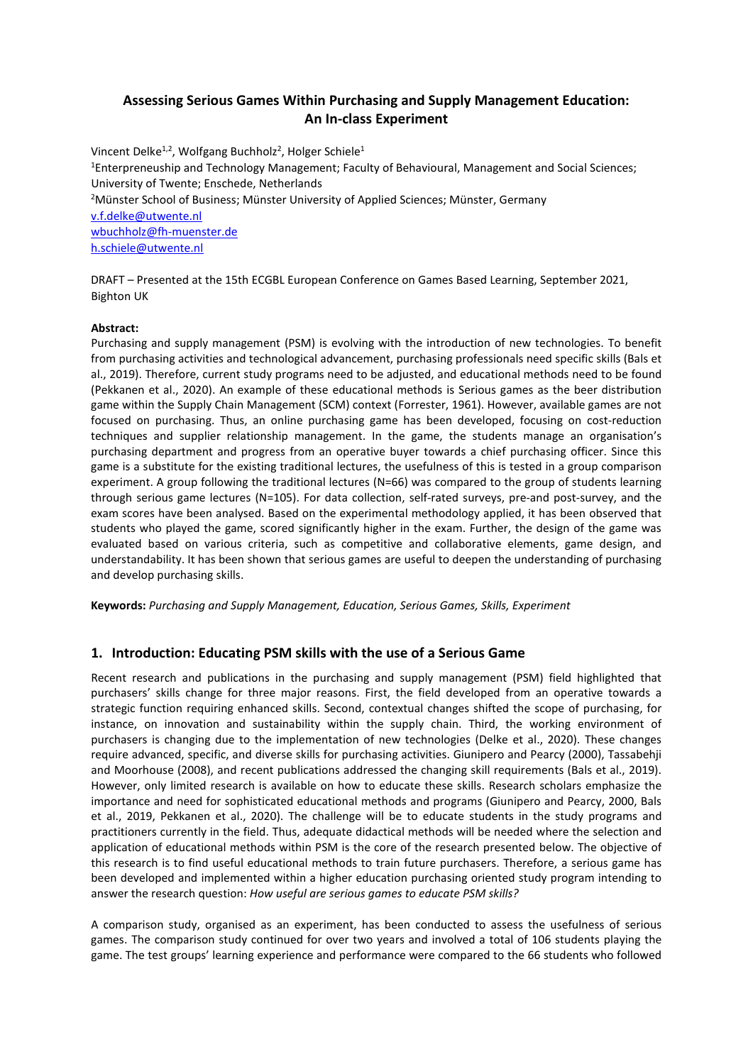# Assessing Serious Games Within Purchasing and Supply Management Education: An In-class Experiment

Vincent Delke[1,2], Wolfgang Buchholz[2], Holger Schiele[1]

[1]Enterpreneuship and Technology Management; Faculty of Behavioural, Management and Social Sciences; University of Twente; Enschede, Netherlands

[2]Münster School of Business; Münster University of Applied Sciences; Münster, Germany

v.f.delke@utwente.nl

wbuchholz@fh-muenster.de

h.schiele@utwente.nl

DRAFT – Presented at the 15th ECGBL European Conference on Games Based Learning, September 2021, Bighton UK

**Abstract:**

Purchasing and supply management (PSM) is evolving with the introduction of new technologies. To benefit from purchasing activities and technological advancement, purchasing professionals need specific skills (Bals et al., 2019). Therefore, current study programs need to be adjusted, and educational methods need to be found (Pekkanen et al., 2020). An example of these educational methods is Serious games as the beer distribution game within the Supply Chain Management (SCM) context (Forrester, 1961). However, available games are not focused on purchasing. Thus, an online purchasing game has been developed, focusing on cost-reduction techniques and supplier relationship management. In the game, the students manage an organisation's purchasing department and progress from an operative buyer towards a chief purchasing officer. Since this game is a substitute for the existing traditional lectures, the usefulness of this is tested in a group comparison experiment. A group following the traditional lectures (N=66) was compared to the group of students learning through serious game lectures (N=105). For data collection, self-rated surveys, pre-and post-survey, and the exam scores have been analysed. Based on the experimental methodology applied, it has been observed that students who played the game, scored significantly higher in the exam. Further, the design of the game was evaluated based on various criteria, such as competitive and collaborative elements, game design, and understandability. It has been shown that serious games are useful to deepen the understanding of purchasing and develop purchasing skills.

**Keywords:** *Purchasing and Supply Management, Education, Serious Games, Skills, Experiment*

## 1. Introduction: Educating PSM skills with the use of a Serious Game

Recent research and publications in the purchasing and supply management (PSM) field highlighted that purchasers' skills change for three major reasons. First, the field developed from an operative towards a strategic function requiring enhanced skills. Second, contextual changes shifted the scope of purchasing, for instance, on innovation and sustainability within the supply chain. Third, the working environment of purchasers is changing due to the implementation of new technologies (Delke et al., 2020). These changes require advanced, specific, and diverse skills for purchasing activities. Giunipero and Pearcy (2000), Tassabehji and Moorhouse (2008), and recent publications addressed the changing skill requirements (Bals et al., 2019). However, only limited research is available on how to educate these skills. Research scholars emphasize the importance and need for sophisticated educational methods and programs (Giunipero and Pearcy, 2000, Bals et al., 2019, Pekkanen et al., 2020). The challenge will be to educate students in the study programs and practitioners currently in the field. Thus, adequate didactical methods will be needed where the selection and application of educational methods within PSM is the core of the research presented below. The objective of this research is to find useful educational methods to train future purchasers. Therefore, a serious game has been developed and implemented within a higher education purchasing oriented study program intending to answer the research question: *How useful are serious games to educate PSM skills?*

A comparison study, organised as an experiment, has been conducted to assess the usefulness of serious games. The comparison study continued for over two years and involved a total of 106 students playing the game. The test groups' learning experience and performance were compared to the 66 students who followed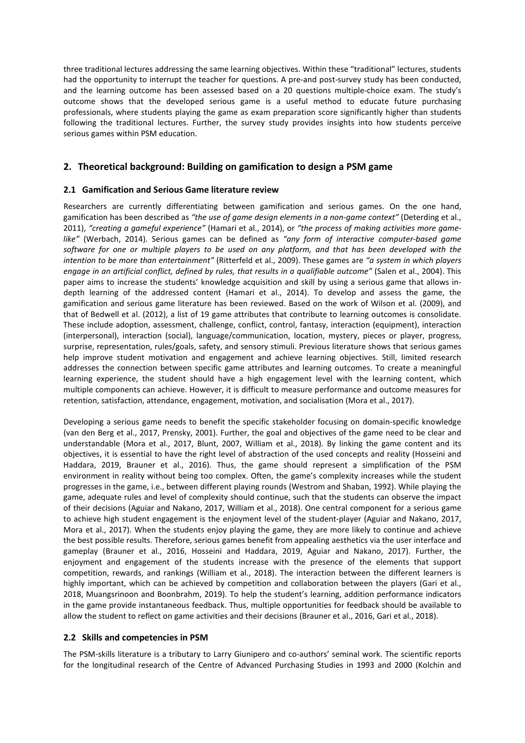three traditional lectures addressing the same learning objectives. Within these "traditional" lectures, students had the opportunity to interrupt the teacher for questions. A pre-and post-survey study has been conducted, and the learning outcome has been assessed based on a 20 questions multiple-choice exam. The study's outcome shows that the developed serious game is a useful method to educate future purchasing professionals, where students playing the game as exam preparation score significantly higher than students following the traditional lectures. Further, the survey study provides insights into how students perceive serious games within PSM education.

## 2. Theoretical background: Building on gamification to design a PSM game

### 2.1 Gamification and Serious Game literature review

Researchers are currently differentiating between gamification and serious games. On the one hand, gamification has been described as *"the use of game design elements in a non-game context"* (Deterding et al., 2011), *"creating a gameful experience"* (Hamari et al., 2014), or *"the process of making activities more game-like"* (Werbach, 2014). Serious games can be defined as *"any form of interactive computer-based game software for one or multiple players to be used on any platform, and that has been developed with the intention to be more than entertainment"* (Ritterfeld et al., 2009). These games are *"a system in which players engage in an artificial conflict, defined by rules, that results in a qualifiable outcome"* (Salen et al., 2004). This paper aims to increase the students' knowledge acquisition and skill by using a serious game that allows in-depth learning of the addressed content (Hamari et al., 2014). To develop and assess the game, the gamification and serious game literature has been reviewed. Based on the work of Wilson et al. (2009), and that of Bedwell et al. (2012), a list of 19 game attributes that contribute to learning outcomes is consolidate. These include adoption, assessment, challenge, conflict, control, fantasy, interaction (equipment), interaction (interpersonal), interaction (social), language/communication, location, mystery, pieces or player, progress, surprise, representation, rules/goals, safety, and sensory stimuli. Previous literature shows that serious games help improve student motivation and engagement and achieve learning objectives. Still, limited research addresses the connection between specific game attributes and learning outcomes. To create a meaningful learning experience, the student should have a high engagement level with the learning content, which multiple components can achieve. However, it is difficult to measure performance and outcome measures for retention, satisfaction, attendance, engagement, motivation, and socialisation (Mora et al., 2017).

Developing a serious game needs to benefit the specific stakeholder focusing on domain-specific knowledge (van den Berg et al., 2017, Prensky, 2001). Further, the goal and objectives of the game need to be clear and understandable (Mora et al., 2017, Blunt, 2007, William et al., 2018). By linking the game content and its objectives, it is essential to have the right level of abstraction of the used concepts and reality (Hosseini and Haddara, 2019, Brauner et al., 2016). Thus, the game should represent a simplification of the PSM environment in reality without being too complex. Often, the game's complexity increases while the student progresses in the game, i.e., between different playing rounds (Westrom and Shaban, 1992). While playing the game, adequate rules and level of complexity should continue, such that the students can observe the impact of their decisions (Aguiar and Nakano, 2017, William et al., 2018). One central component for a serious game to achieve high student engagement is the enjoyment level of the student-player (Aguiar and Nakano, 2017, Mora et al., 2017). When the students enjoy playing the game, they are more likely to continue and achieve the best possible results. Therefore, serious games benefit from appealing aesthetics via the user interface and gameplay (Brauner et al., 2016, Hosseini and Haddara, 2019, Aguiar and Nakano, 2017). Further, the enjoyment and engagement of the students increase with the presence of the elements that support competition, rewards, and rankings (William et al., 2018). The interaction between the different learners is highly important, which can be achieved by competition and collaboration between the players (Gari et al., 2018, Muangsrinoon and Boonbrahm, 2019). To help the student's learning, addition performance indicators in the game provide instantaneous feedback. Thus, multiple opportunities for feedback should be available to allow the student to reflect on game activities and their decisions (Brauner et al., 2016, Gari et al., 2018).

### 2.2 Skills and competencies in PSM

The PSM-skills literature is a tributary to Larry Giunipero and co-authors' seminal work. The scientific reports for the longitudinal research of the Centre of Advanced Purchasing Studies in 1993 and 2000 (Kolchin and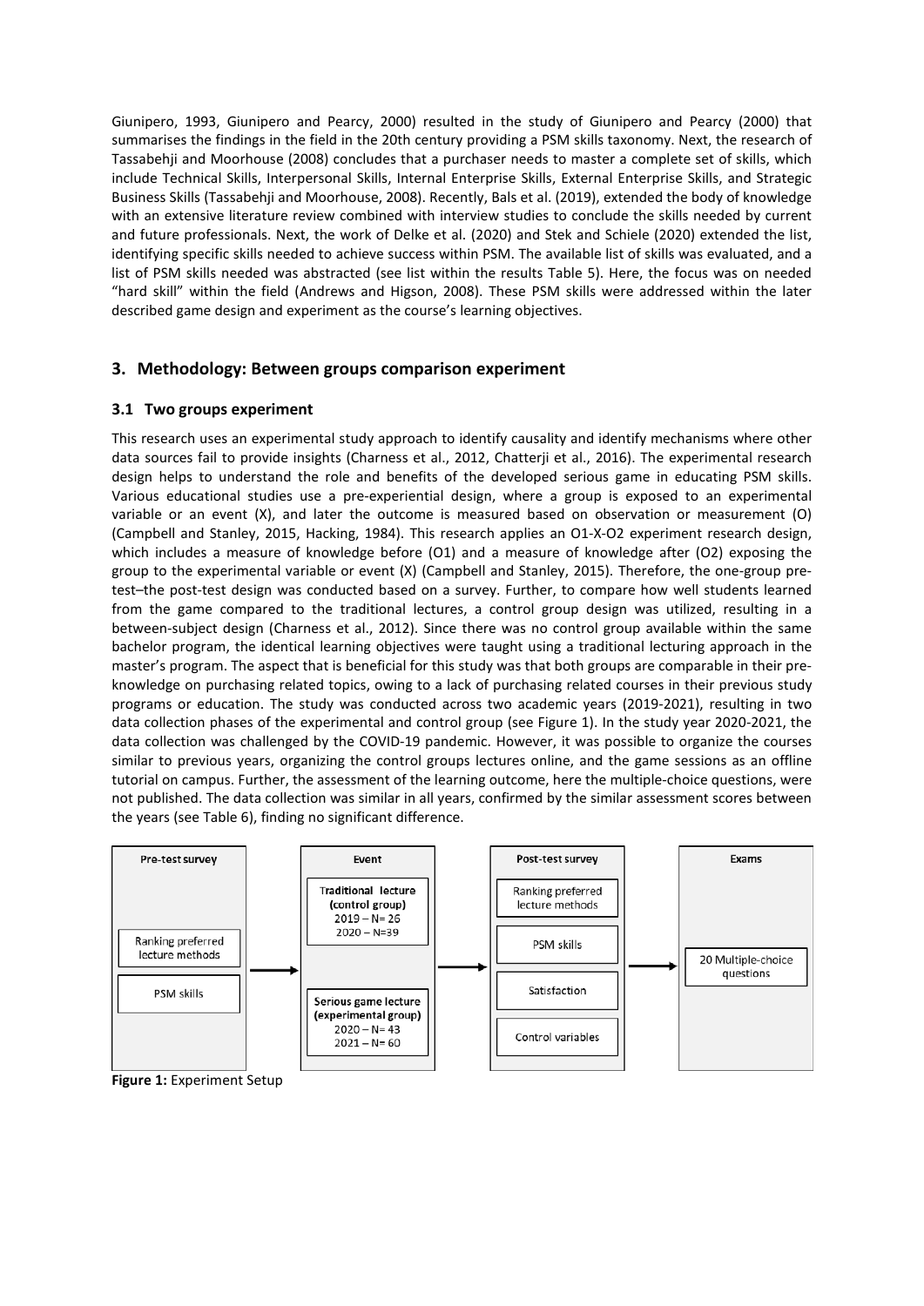Giunipero, 1993, Giunipero and Pearcy, 2000) resulted in the study of Giunipero and Pearcy (2000) that summarises the findings in the field in the 20th century providing a PSM skills taxonomy. Next, the research of Tassabehji and Moorhouse (2008) concludes that a purchaser needs to master a complete set of skills, which include Technical Skills, Interpersonal Skills, Internal Enterprise Skills, External Enterprise Skills, and Strategic Business Skills (Tassabehji and Moorhouse, 2008). Recently, Bals et al. (2019), extended the body of knowledge with an extensive literature review combined with interview studies to conclude the skills needed by current and future professionals. Next, the work of Delke et al. (2020) and Stek and Schiele (2020) extended the list, identifying specific skills needed to achieve success within PSM. The available list of skills was evaluated, and a list of PSM skills needed was abstracted (see list within the results Table 5). Here, the focus was on needed "hard skill" within the field (Andrews and Higson, 2008). These PSM skills were addressed within the later described game design and experiment as the course's learning objectives.

## 3. Methodology: Between groups comparison experiment

### 3.1 Two groups experiment

This research uses an experimental study approach to identify causality and identify mechanisms where other data sources fail to provide insights (Charness et al., 2012, Chatterji et al., 2016). The experimental research design helps to understand the role and benefits of the developed serious game in educating PSM skills. Various educational studies use a pre-experiential design, where a group is exposed to an experimental variable or an event (X), and later the outcome is measured based on observation or measurement (O) (Campbell and Stanley, 2015, Hacking, 1984). This research applies an O1-X-O2 experiment research design, which includes a measure of knowledge before (O1) and a measure of knowledge after (O2) exposing the group to the experimental variable or event (X) (Campbell and Stanley, 2015). Therefore, the one-group pre-test–the post-test design was conducted based on a survey. Further, to compare how well students learned from the game compared to the traditional lectures, a control group design was utilized, resulting in a between-subject design (Charness et al., 2012). Since there was no control group available within the same bachelor program, the identical learning objectives were taught using a traditional lecturing approach in the master's program. The aspect that is beneficial for this study was that both groups are comparable in their pre-knowledge on purchasing related topics, owing to a lack of purchasing related courses in their previous study programs or education. The study was conducted across two academic years (2019-2021), resulting in two data collection phases of the experimental and control group (see Figure 1). In the study year 2020-2021, the data collection was challenged by the COVID-19 pandemic. However, it was possible to organize the courses similar to previous years, organizing the control groups lectures online, and the game sessions as an offline tutorial on campus. Further, the assessment of the learning outcome, here the multiple-choice questions, were not published. The data collection was similar in all years, confirmed by the similar assessment scores between the years (see Table 6), finding no significant difference.

| Pre-test survey | Event | Post-test survey | Exams |
|---|---|---|---|
| Ranking preferred lecture methods | Traditional lecture (control group) 2019 – N= 26 2020 – N=39 | Ranking preferred lecture methods | 20 Multiple-choice questions |
| PSM skills | Serious game lecture (experimental group) 2020 – N= 43 2021 – N= 60 | PSM skills | |
| | | Satisfaction | |
| | | Control variables | |

**Figure 1:** Experiment Setup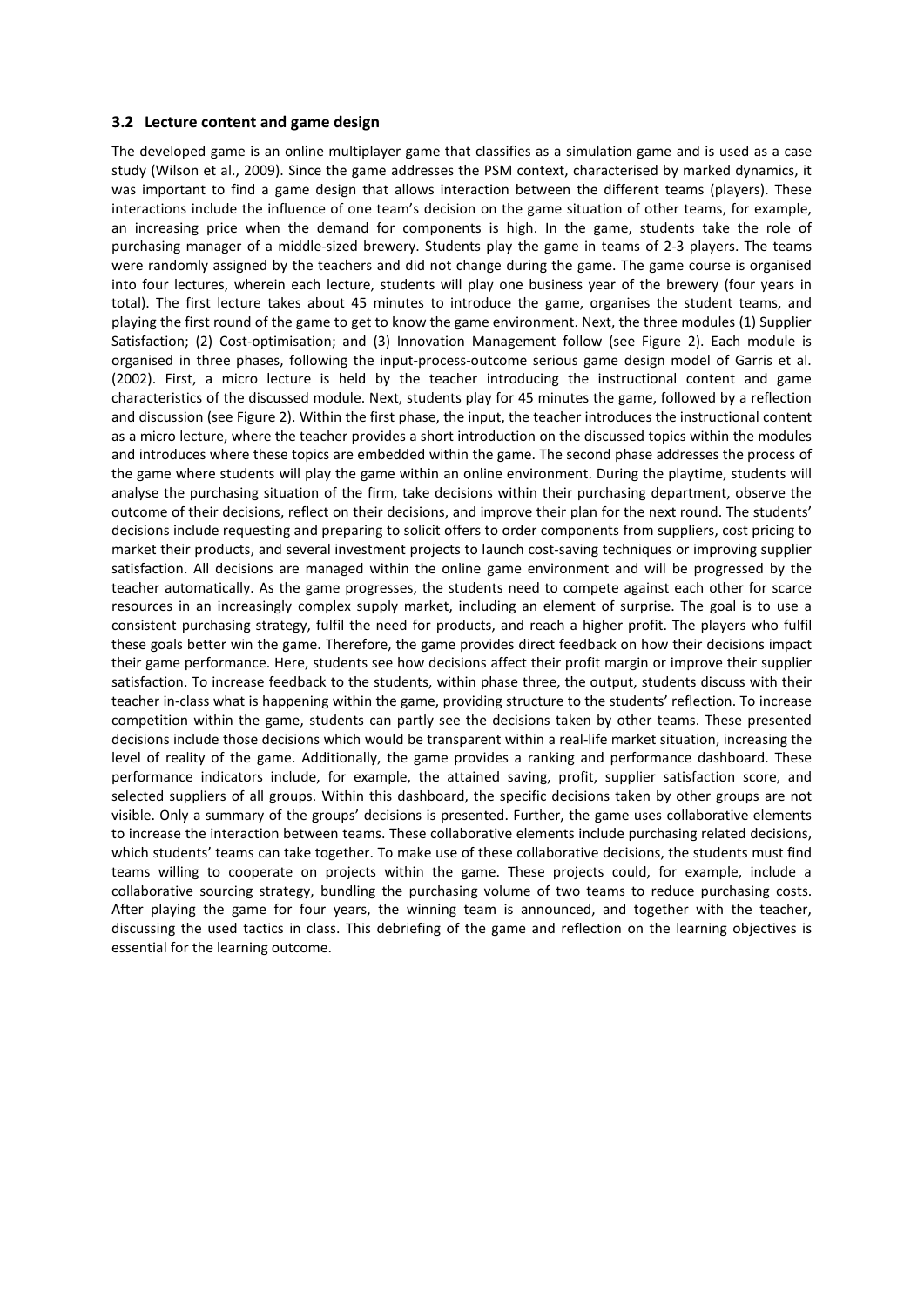### 3.2 Lecture content and game design

The developed game is an online multiplayer game that classifies as a simulation game and is used as a case study (Wilson et al., 2009). Since the game addresses the PSM context, characterised by marked dynamics, it was important to find a game design that allows interaction between the different teams (players). These interactions include the influence of one team's decision on the game situation of other teams, for example, an increasing price when the demand for components is high. In the game, students take the role of purchasing manager of a middle-sized brewery. Students play the game in teams of 2-3 players. The teams were randomly assigned by the teachers and did not change during the game. The game course is organised into four lectures, wherein each lecture, students will play one business year of the brewery (four years in total). The first lecture takes about 45 minutes to introduce the game, organises the student teams, and playing the first round of the game to get to know the game environment. Next, the three modules (1) Supplier Satisfaction; (2) Cost-optimisation; and (3) Innovation Management follow (see Figure 2). Each module is organised in three phases, following the input-process-outcome serious game design model of Garris et al. (2002). First, a micro lecture is held by the teacher introducing the instructional content and game characteristics of the discussed module. Next, students play for 45 minutes the game, followed by a reflection and discussion (see Figure 2). Within the first phase, the input, the teacher introduces the instructional content as a micro lecture, where the teacher provides a short introduction on the discussed topics within the modules and introduces where these topics are embedded within the game. The second phase addresses the process of the game where students will play the game within an online environment. During the playtime, students will analyse the purchasing situation of the firm, take decisions within their purchasing department, observe the outcome of their decisions, reflect on their decisions, and improve their plan for the next round. The students' decisions include requesting and preparing to solicit offers to order components from suppliers, cost pricing to market their products, and several investment projects to launch cost-saving techniques or improving supplier satisfaction. All decisions are managed within the online game environment and will be progressed by the teacher automatically. As the game progresses, the students need to compete against each other for scarce resources in an increasingly complex supply market, including an element of surprise. The goal is to use a consistent purchasing strategy, fulfil the need for products, and reach a higher profit. The players who fulfil these goals better win the game. Therefore, the game provides direct feedback on how their decisions impact their game performance. Here, students see how decisions affect their profit margin or improve their supplier satisfaction. To increase feedback to the students, within phase three, the output, students discuss with their teacher in-class what is happening within the game, providing structure to the students' reflection. To increase competition within the game, students can partly see the decisions taken by other teams. These presented decisions include those decisions which would be transparent within a real-life market situation, increasing the level of reality of the game. Additionally, the game provides a ranking and performance dashboard. These performance indicators include, for example, the attained saving, profit, supplier satisfaction score, and selected suppliers of all groups. Within this dashboard, the specific decisions taken by other groups are not visible. Only a summary of the groups' decisions is presented. Further, the game uses collaborative elements to increase the interaction between teams. These collaborative elements include purchasing related decisions, which students' teams can take together. To make use of these collaborative decisions, the students must find teams willing to cooperate on projects within the game. These projects could, for example, include a collaborative sourcing strategy, bundling the purchasing volume of two teams to reduce purchasing costs. After playing the game for four years, the winning team is announced, and together with the teacher, discussing the used tactics in class. This debriefing of the game and reflection on the learning objectives is essential for the learning outcome.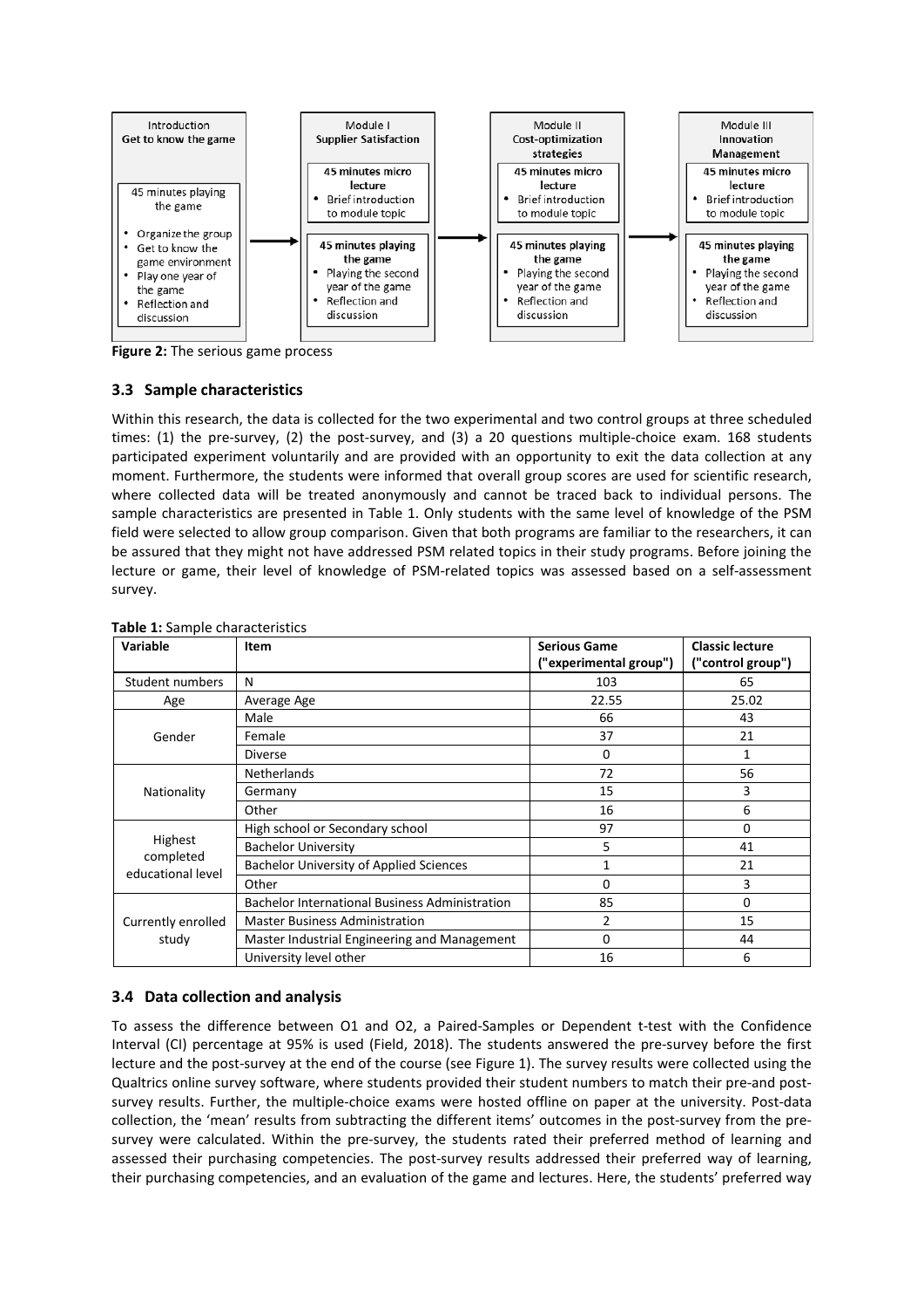Introduction
Get to know the game

45 minutes playing the game

- Organize the group
- Get to know the game environment
- Play one year of the game
- Reflection and discussion

Module I
Supplier Satisfaction

45 minutes micro lecture
- Brief introduction to module topic

45 minutes playing the game
- Playing the second year of the game
- Reflection and discussion

Module II
Cost-optimization strategies

45 minutes micro lecture
- Brief introduction to module topic

45 minutes playing the game
- Playing the second year of the game
- Reflection and discussion

Module III
Innovation Management

45 minutes micro lecture
- Brief introduction to module topic

45 minutes playing the game
- Playing the second year of the game
- Reflection and discussion

**Figure 2:** The serious game process

### 3.3 Sample characteristics

Within this research, the data is collected for the two experimental and two control groups at three scheduled times: (1) the pre-survey, (2) the post-survey, and (3) a 20 questions multiple-choice exam. 168 students participated experiment voluntarily and are provided with an opportunity to exit the data collection at any moment. Furthermore, the students were informed that overall group scores are used for scientific research, where collected data will be treated anonymously and cannot be traced back to individual persons. The sample characteristics are presented in Table 1. Only students with the same level of knowledge of the PSM field were selected to allow group comparison. Given that both programs are familiar to the researchers, it can be assured that they might not have addressed PSM related topics in their study programs. Before joining the lecture or game, their level of knowledge of PSM-related topics was assessed based on a self-assessment survey.

**Table 1:** Sample characteristics

| Variable | Item | Serious Game ("experimental group") | Classic lecture ("control group") |
|---|---|---|---|
| Student numbers | N | 103 | 65 |
| Age | Average Age | 22.55 | 25.02 |
| Gender | Male | 66 | 43 |
| | Female | 37 | 21 |
| | Diverse | 0 | 1 |
| Nationality | Netherlands | 72 | 56 |
| | Germany | 15 | 3 |
| | Other | 16 | 6 |
| Highest completed educational level | High school or Secondary school | 97 | 0 |
| | Bachelor University | 5 | 41 |
| | Bachelor University of Applied Sciences | 1 | 21 |
| | Other | 0 | 3 |
| Currently enrolled study | Bachelor International Business Administration | 85 | 0 |
| | Master Business Administration | 2 | 15 |
| | Master Industrial Engineering and Management | 0 | 44 |
| | University level other | 16 | 6 |

### 3.4 Data collection and analysis

To assess the difference between O1 and O2, a Paired-Samples or Dependent t-test with the Confidence Interval (CI) percentage at 95% is used (Field, 2018). The students answered the pre-survey before the first lecture and the post-survey at the end of the course (see Figure 1). The survey results were collected using the Qualtrics online survey software, where students provided their student numbers to match their pre-and post-survey results. Further, the multiple-choice exams were hosted offline on paper at the university. Post-data collection, the 'mean' results from subtracting the different items' outcomes in the post-survey from the pre-survey were calculated. Within the pre-survey, the students rated their preferred method of learning and assessed their purchasing competencies. The post-survey results addressed their preferred way of learning, their purchasing competencies, and an evaluation of the game and lectures. Here, the students' preferred way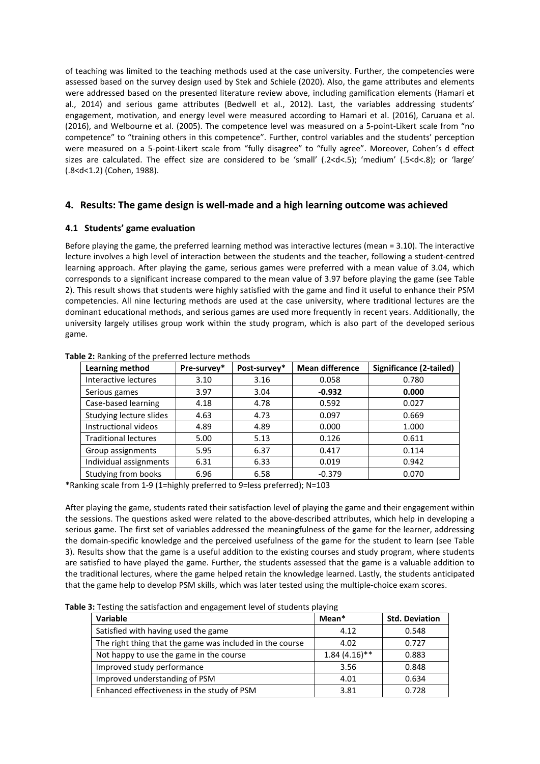of teaching was limited to the teaching methods used at the case university. Further, the competencies were assessed based on the survey design used by Stek and Schiele (2020). Also, the game attributes and elements were addressed based on the presented literature review above, including gamification elements (Hamari et al., 2014) and serious game attributes (Bedwell et al., 2012). Last, the variables addressing students' engagement, motivation, and energy level were measured according to Hamari et al. (2016), Caruana et al. (2016), and Welbourne et al. (2005). The competence level was measured on a 5-point-Likert scale from "no competence" to "training others in this competence". Further, control variables and the students' perception were measured on a 5-point-Likert scale from "fully disagree" to "fully agree". Moreover, Cohen's d effect sizes are calculated. The effect size are considered to be 'small' (.2<d<.5); 'medium' (.5<d<.8); or 'large' (.8<d<1.2) (Cohen, 1988).

## 4. Results: The game design is well-made and a high learning outcome was achieved

### 4.1 Students' game evaluation

Before playing the game, the preferred learning method was interactive lectures (mean = 3.10). The interactive lecture involves a high level of interaction between the students and the teacher, following a student-centred learning approach. After playing the game, serious games were preferred with a mean value of 3.04, which corresponds to a significant increase compared to the mean value of 3.97 before playing the game (see Table 2). This result shows that students were highly satisfied with the game and find it useful to enhance their PSM competencies. All nine lecturing methods are used at the case university, where traditional lectures are the dominant educational methods, and serious games are used more frequently in recent years. Additionally, the university largely utilises group work within the study program, which is also part of the developed serious game.

**Table 2:** Ranking of the preferred lecture methods

| Learning method | Pre-survey* | Post-survey* | Mean difference | Significance (2-tailed) |
|---|---|---|---|---|
| Interactive lectures | 3.10 | 3.16 | 0.058 | 0.780 |
| Serious games | 3.97 | 3.04 | **-0.932** | **0.000** |
| Case-based learning | 4.18 | 4.78 | 0.592 | 0.027 |
| Studying lecture slides | 4.63 | 4.73 | 0.097 | 0.669 |
| Instructional videos | 4.89 | 4.89 | 0.000 | 1.000 |
| Traditional lectures | 5.00 | 5.13 | 0.126 | 0.611 |
| Group assignments | 5.95 | 6.37 | 0.417 | 0.114 |
| Individual assignments | 6.31 | 6.33 | 0.019 | 0.942 |
| Studying from books | 6.96 | 6.58 | -0.379 | 0.070 |

*Ranking scale from 1-9 (1=highly preferred to 9=less preferred); N=103

After playing the game, students rated their satisfaction level of playing the game and their engagement within the sessions. The questions asked were related to the above-described attributes, which help in developing a serious game. The first set of variables addressed the meaningfulness of the game for the learner, addressing the domain-specific knowledge and the perceived usefulness of the game for the student to learn (see Table 3). Results show that the game is a useful addition to the existing courses and study program, where students are satisfied to have played the game. Further, the students assessed that the game is a valuable addition to the traditional lectures, where the game helped retain the knowledge learned. Lastly, the students anticipated that the game help to develop PSM skills, which was later tested using the multiple-choice exam scores.

**Table 3:** Testing the satisfaction and engagement level of students playing

| Variable | Mean* | Std. Deviation |
|---|---|---|
| Satisfied with having used the game | 4.12 | 0.548 |
| The right thing that the game was included in the course | 4.02 | 0.727 |
| Not happy to use the game in the course | 1.84 (4.16)** | 0.883 |
| Improved study performance | 3.56 | 0.848 |
| Improved understanding of PSM | 4.01 | 0.634 |
| Enhanced effectiveness in the study of PSM | 3.81 | 0.728 |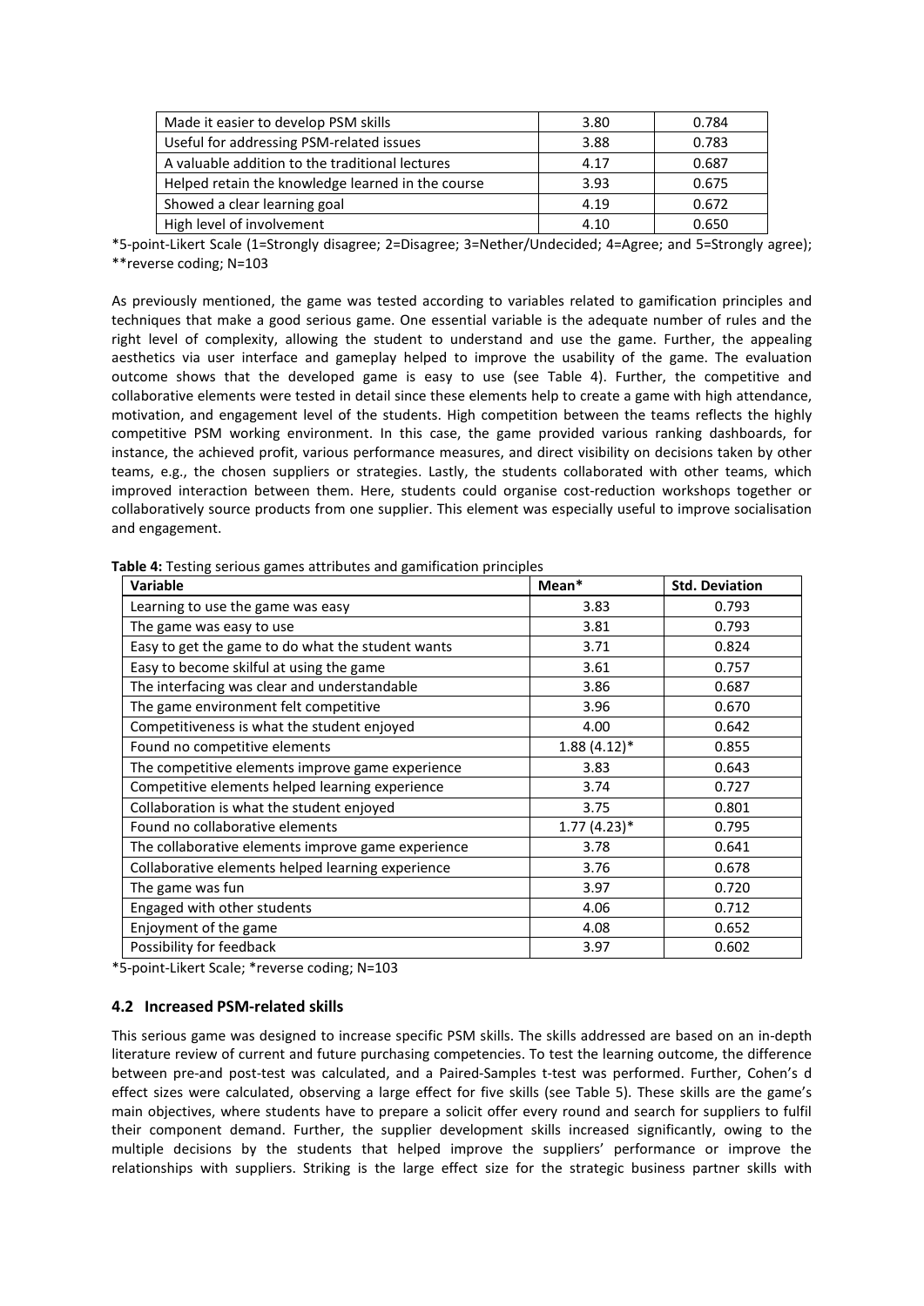| Made it easier to develop PSM skills | 3.80 | 0.784 |
|---|---|---|
| Useful for addressing PSM-related issues | 3.88 | 0.783 |
| A valuable addition to the traditional lectures | 4.17 | 0.687 |
| Helped retain the knowledge learned in the course | 3.93 | 0.675 |
| Showed a clear learning goal | 4.19 | 0.672 |
| High level of involvement | 4.10 | 0.650 |

*5-point-Likert Scale (1=Strongly disagree; 2=Disagree; 3=Nether/Undecided; 4=Agree; and 5=Strongly agree); **reverse coding; N=103

As previously mentioned, the game was tested according to variables related to gamification principles and techniques that make a good serious game. One essential variable is the adequate number of rules and the right level of complexity, allowing the student to understand and use the game. Further, the appealing aesthetics via user interface and gameplay helped to improve the usability of the game. The evaluation outcome shows that the developed game is easy to use (see Table 4). Further, the competitive and collaborative elements were tested in detail since these elements help to create a game with high attendance, motivation, and engagement level of the students. High competition between the teams reflects the highly competitive PSM working environment. In this case, the game provided various ranking dashboards, for instance, the achieved profit, various performance measures, and direct visibility on decisions taken by other teams, e.g., the chosen suppliers or strategies. Lastly, the students collaborated with other teams, which improved interaction between them. Here, students could organise cost-reduction workshops together or collaboratively source products from one supplier. This element was especially useful to improve socialisation and engagement.

**Table 4:** Testing serious games attributes and gamification principles

| Variable | Mean* | Std. Deviation |
|---|---|---|
| Learning to use the game was easy | 3.83 | 0.793 |
| The game was easy to use | 3.81 | 0.793 |
| Easy to get the game to do what the student wants | 3.71 | 0.824 |
| Easy to become skilful at using the game | 3.61 | 0.757 |
| The interfacing was clear and understandable | 3.86 | 0.687 |
| The game environment felt competitive | 3.96 | 0.670 |
| Competitiveness is what the student enjoyed | 4.00 | 0.642 |
| Found no competitive elements | 1.88 (4.12)* | 0.855 |
| The competitive elements improve game experience | 3.83 | 0.643 |
| Competitive elements helped learning experience | 3.74 | 0.727 |
| Collaboration is what the student enjoyed | 3.75 | 0.801 |
| Found no collaborative elements | 1.77 (4.23)* | 0.795 |
| The collaborative elements improve game experience | 3.78 | 0.641 |
| Collaborative elements helped learning experience | 3.76 | 0.678 |
| The game was fun | 3.97 | 0.720 |
| Engaged with other students | 4.06 | 0.712 |
| Enjoyment of the game | 4.08 | 0.652 |
| Possibility for feedback | 3.97 | 0.602 |

*5-point-Likert Scale; *reverse coding; N=103

### 4.2 Increased PSM-related skills

This serious game was designed to increase specific PSM skills. The skills addressed are based on an in-depth literature review of current and future purchasing competencies. To test the learning outcome, the difference between pre-and post-test was calculated, and a Paired-Samples t-test was performed. Further, Cohen's d effect sizes were calculated, observing a large effect for five skills (see Table 5). These skills are the game's main objectives, where students have to prepare a solicit offer every round and search for suppliers to fulfil their component demand. Further, the supplier development skills increased significantly, owing to the multiple decisions by the students that helped improve the suppliers' performance or improve the relationships with suppliers. Striking is the large effect size for the strategic business partner skills with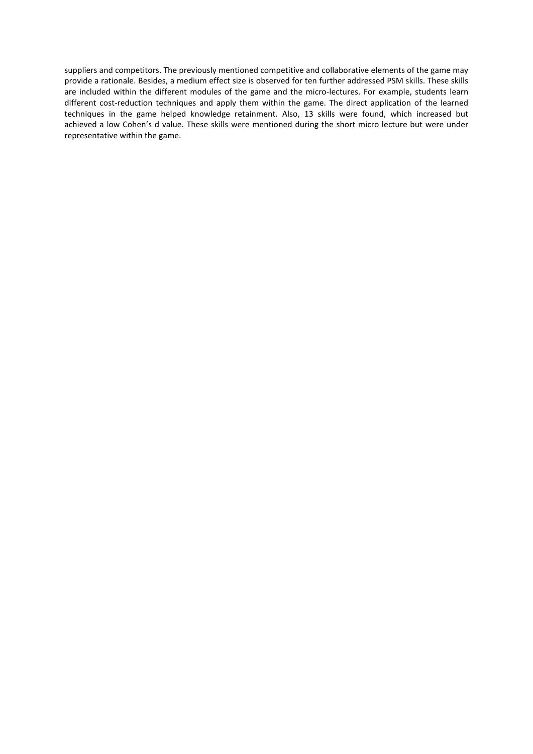suppliers and competitors. The previously mentioned competitive and collaborative elements of the game may provide a rationale. Besides, a medium effect size is observed for ten further addressed PSM skills. These skills are included within the different modules of the game and the micro-lectures. For example, students learn different cost-reduction techniques and apply them within the game. The direct application of the learned techniques in the game helped knowledge retainment. Also, 13 skills were found, which increased but achieved a low Cohen's d value. These skills were mentioned during the short micro lecture but were under representative within the game.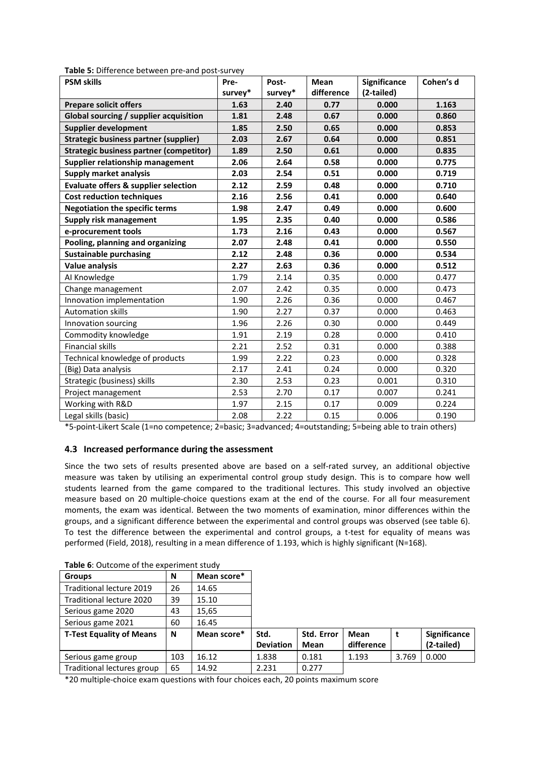**Table 5:** Difference between pre-and post-survey

| PSM skills | Pre-survey* | Post-survey* | Mean difference | Significance (2-tailed) | Cohen's d |
|---|---|---|---|---|---|
| **Prepare solicit offers** | **1.63** | **2.40** | **0.77** | **0.000** | **1.163** |
| **Global sourcing / supplier acquisition** | **1.81** | **2.48** | **0.67** | **0.000** | **0.860** |
| **Supplier development** | **1.85** | **2.50** | **0.65** | **0.000** | **0.853** |
| **Strategic business partner (supplier)** | **2.03** | **2.67** | **0.64** | **0.000** | **0.851** |
| **Strategic business partner (competitor)** | **1.89** | **2.50** | **0.61** | **0.000** | **0.835** |
| **Supplier relationship management** | **2.06** | **2.64** | **0.58** | **0.000** | **0.775** |
| **Supply market analysis** | **2.03** | **2.54** | **0.51** | **0.000** | **0.719** |
| **Evaluate offers & supplier selection** | **2.12** | **2.59** | **0.48** | **0.000** | **0.710** |
| **Cost reduction techniques** | **2.16** | **2.56** | **0.41** | **0.000** | **0.640** |
| **Negotiation the specific terms** | **1.98** | **2.47** | **0.49** | **0.000** | **0.600** |
| **Supply risk management** | **1.95** | **2.35** | **0.40** | **0.000** | **0.586** |
| **e-procurement tools** | **1.73** | **2.16** | **0.43** | **0.000** | **0.567** |
| **Pooling, planning and organizing** | **2.07** | **2.48** | **0.41** | **0.000** | **0.550** |
| **Sustainable purchasing** | **2.12** | **2.48** | **0.36** | **0.000** | **0.534** |
| **Value analysis** | **2.27** | **2.63** | **0.36** | **0.000** | **0.512** |
| AI Knowledge | 1.79 | 2.14 | 0.35 | 0.000 | 0.477 |
| Change management | 2.07 | 2.42 | 0.35 | 0.000 | 0.473 |
| Innovation implementation | 1.90 | 2.26 | 0.36 | 0.000 | 0.467 |
| Automation skills | 1.90 | 2.27 | 0.37 | 0.000 | 0.463 |
| Innovation sourcing | 1.96 | 2.26 | 0.30 | 0.000 | 0.449 |
| Commodity knowledge | 1.91 | 2.19 | 0.28 | 0.000 | 0.410 |
| Financial skills | 2.21 | 2.52 | 0.31 | 0.000 | 0.388 |
| Technical knowledge of products | 1.99 | 2.22 | 0.23 | 0.000 | 0.328 |
| (Big) Data analysis | 2.17 | 2.41 | 0.24 | 0.000 | 0.320 |
| Strategic (business) skills | 2.30 | 2.53 | 0.23 | 0.001 | 0.310 |
| Project management | 2.53 | 2.70 | 0.17 | 0.007 | 0.241 |
| Working with R&D | 1.97 | 2.15 | 0.17 | 0.009 | 0.224 |
| Legal skills (basic) | 2.08 | 2.22 | 0.15 | 0.006 | 0.190 |

*5-point-Likert Scale (1=no competence; 2=basic; 3=advanced; 4=outstanding; 5=being able to train others)

### 4.3 Increased performance during the assessment

Since the two sets of results presented above are based on a self-rated survey, an additional objective measure was taken by utilising an experimental control group study design. This is to compare how well students learned from the game compared to the traditional lectures. This study involved an objective measure based on 20 multiple-choice questions exam at the end of the course. For all four measurement moments, the exam was identical. Between the two moments of examination, minor differences within the groups, and a significant difference between the experimental and control groups was observed (see table 6). To test the difference between the experimental and control groups, a t-test for equality of means was performed (Field, 2018), resulting in a mean difference of 1.193, which is highly significant (N=168).

**Table 6**: Outcome of the experiment study

| Groups | N | Mean score* | | | | | |
|---|---|---|---|---|---|---|---|
| Traditional lecture 2019 | 26 | 14.65 | | | | | |
| Traditional lecture 2020 | 39 | 15.10 | | | | | |
| Serious game 2020 | 43 | 15,65 | | | | | |
| Serious game 2021 | 60 | 16.45 | | | | | |
| **T-Test Equality of Means** | **N** | **Mean score*** | **Std. Deviation** | **Std. Error Mean** | **Mean difference** | **t** | **Significance (2-tailed)** |
| Serious game group | 103 | 16.12 | 1.838 | 0.181 | 1.193 | 3.769 | 0.000 |
| Traditional lectures group | 65 | 14.92 | 2.231 | 0.277 | | | |

*20 multiple-choice exam questions with four choices each, 20 points maximum score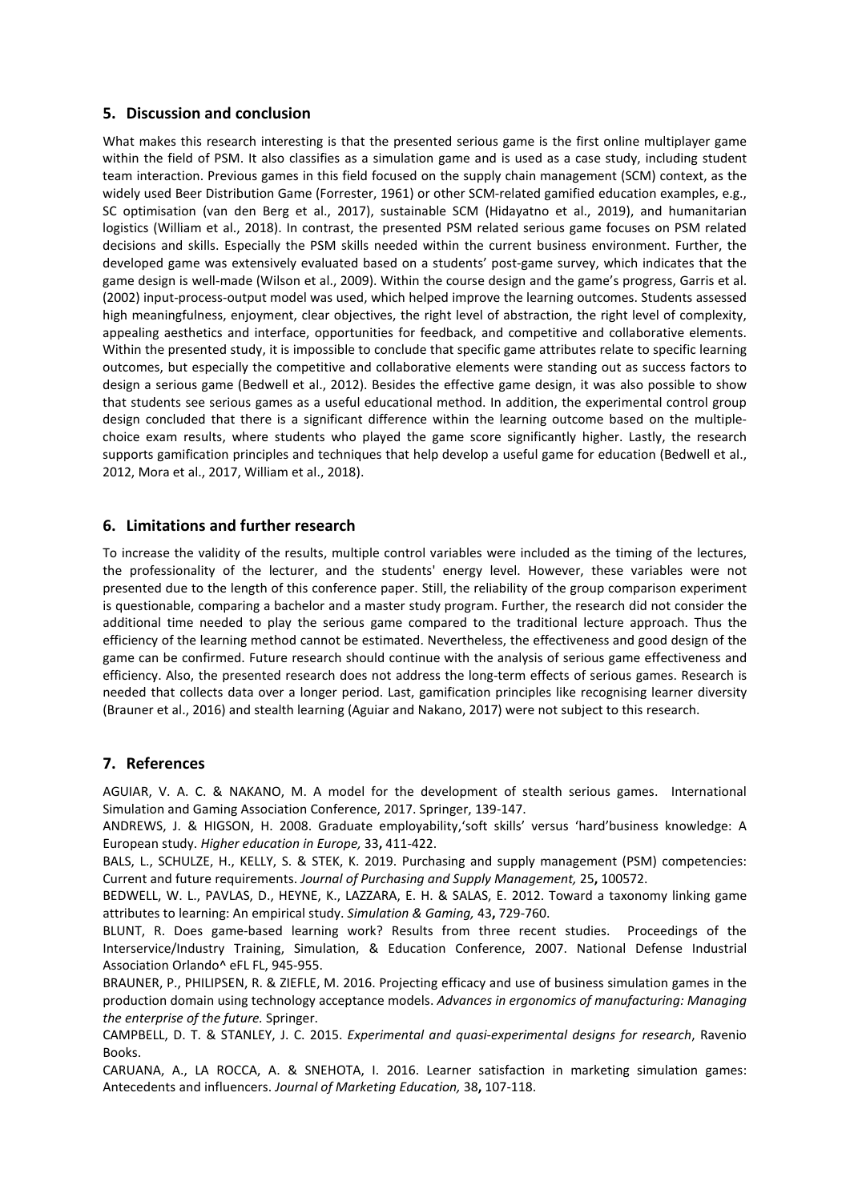## 5. Discussion and conclusion

What makes this research interesting is that the presented serious game is the first online multiplayer game within the field of PSM. It also classifies as a simulation game and is used as a case study, including student team interaction. Previous games in this field focused on the supply chain management (SCM) context, as the widely used Beer Distribution Game (Forrester, 1961) or other SCM-related gamified education examples, e.g., SC optimisation (van den Berg et al., 2017), sustainable SCM (Hidayatno et al., 2019), and humanitarian logistics (William et al., 2018). In contrast, the presented PSM related serious game focuses on PSM related decisions and skills. Especially the PSM skills needed within the current business environment. Further, the developed game was extensively evaluated based on a students' post-game survey, which indicates that the game design is well-made (Wilson et al., 2009). Within the course design and the game's progress, Garris et al. (2002) input-process-output model was used, which helped improve the learning outcomes. Students assessed high meaningfulness, enjoyment, clear objectives, the right level of abstraction, the right level of complexity, appealing aesthetics and interface, opportunities for feedback, and competitive and collaborative elements. Within the presented study, it is impossible to conclude that specific game attributes relate to specific learning outcomes, but especially the competitive and collaborative elements were standing out as success factors to design a serious game (Bedwell et al., 2012). Besides the effective game design, it was also possible to show that students see serious games as a useful educational method. In addition, the experimental control group design concluded that there is a significant difference within the learning outcome based on the multiple-choice exam results, where students who played the game score significantly higher. Lastly, the research supports gamification principles and techniques that help develop a useful game for education (Bedwell et al., 2012, Mora et al., 2017, William et al., 2018).

## 6. Limitations and further research

To increase the validity of the results, multiple control variables were included as the timing of the lectures, the professionality of the lecturer, and the students' energy level. However, these variables were not presented due to the length of this conference paper. Still, the reliability of the group comparison experiment is questionable, comparing a bachelor and a master study program. Further, the research did not consider the additional time needed to play the serious game compared to the traditional lecture approach. Thus the efficiency of the learning method cannot be estimated. Nevertheless, the effectiveness and good design of the game can be confirmed. Future research should continue with the analysis of serious game effectiveness and efficiency. Also, the presented research does not address the long-term effects of serious games. Research is needed that collects data over a longer period. Last, gamification principles like recognising learner diversity (Brauner et al., 2016) and stealth learning (Aguiar and Nakano, 2017) were not subject to this research.

## 7. References

AGUIAR, V. A. C. & NAKANO, M. A model for the development of stealth serious games. International Simulation and Gaming Association Conference, 2017. Springer, 139-147.

ANDREWS, J. & HIGSON, H. 2008. Graduate employability,'soft skills' versus 'hard'business knowledge: A European study. *Higher education in Europe,* 33**,** 411-422.

BALS, L., SCHULZE, H., KELLY, S. & STEK, K. 2019. Purchasing and supply management (PSM) competencies: Current and future requirements. *Journal of Purchasing and Supply Management,* 25**,** 100572.

BEDWELL, W. L., PAVLAS, D., HEYNE, K., LAZZARA, E. H. & SALAS, E. 2012. Toward a taxonomy linking game attributes to learning: An empirical study. *Simulation & Gaming,* 43**,** 729-760.

BLUNT, R. Does game-based learning work? Results from three recent studies. Proceedings of the Interservice/Industry Training, Simulation, & Education Conference, 2007. National Defense Industrial Association Orlando^ eFL FL, 945-955.

BRAUNER, P., PHILIPSEN, R. & ZIEFLE, M. 2016. Projecting efficacy and use of business simulation games in the production domain using technology acceptance models. *Advances in ergonomics of manufacturing: Managing the enterprise of the future.* Springer.

CAMPBELL, D. T. & STANLEY, J. C. 2015. *Experimental and quasi-experimental designs for research*, Ravenio Books.

CARUANA, A., LA ROCCA, A. & SNEHOTA, I. 2016. Learner satisfaction in marketing simulation games: Antecedents and influencers. *Journal of Marketing Education,* 38**,** 107-118.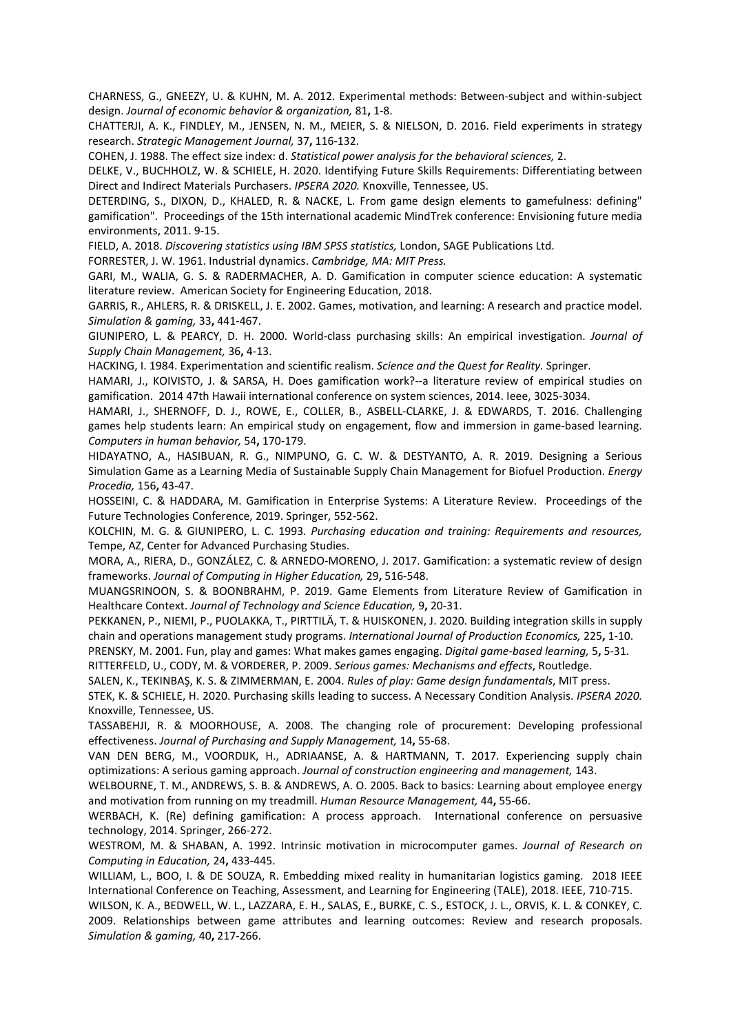CHARNESS, G., GNEEZY, U. & KUHN, M. A. 2012. Experimental methods: Between-subject and within-subject design. *Journal of economic behavior & organization,* 81**,** 1-8.

CHATTERJI, A. K., FINDLEY, M., JENSEN, N. M., MEIER, S. & NIELSON, D. 2016. Field experiments in strategy research. *Strategic Management Journal,* 37**,** 116-132.

COHEN, J. 1988. The effect size index: d. *Statistical power analysis for the behavioral sciences,* 2.

DELKE, V., BUCHHOLZ, W. & SCHIELE, H. 2020. Identifying Future Skills Requirements: Differentiating between Direct and Indirect Materials Purchasers. *IPSERA 2020.* Knoxville, Tennessee, US.

DETERDING, S., DIXON, D., KHALED, R. & NACKE, L. From game design elements to gamefulness: defining" gamification". Proceedings of the 15th international academic MindTrek conference: Envisioning future media environments, 2011. 9-15.

FIELD, A. 2018. *Discovering statistics using IBM SPSS statistics,* London, SAGE Publications Ltd.

FORRESTER, J. W. 1961. Industrial dynamics. *Cambridge, MA: MIT Press.*

GARI, M., WALIA, G. S. & RADERMACHER, A. D. Gamification in computer science education: A systematic literature review. American Society for Engineering Education, 2018.

GARRIS, R., AHLERS, R. & DRISKELL, J. E. 2002. Games, motivation, and learning: A research and practice model. *Simulation & gaming,* 33**,** 441-467.

GIUNIPERO, L. & PEARCY, D. H. 2000. World-class purchasing skills: An empirical investigation. *Journal of Supply Chain Management,* 36**,** 4-13.

HACKING, I. 1984. Experimentation and scientific realism. *Science and the Quest for Reality.* Springer.

HAMARI, J., KOIVISTO, J. & SARSA, H. Does gamification work?--a literature review of empirical studies on gamification. 2014 47th Hawaii international conference on system sciences, 2014. Ieee, 3025-3034.

HAMARI, J., SHERNOFF, D. J., ROWE, E., COLLER, B., ASBELL-CLARKE, J. & EDWARDS, T. 2016. Challenging games help students learn: An empirical study on engagement, flow and immersion in game-based learning. *Computers in human behavior,* 54**,** 170-179.

HIDAYATNO, A., HASIBUAN, R. G., NIMPUNO, G. C. W. & DESTYANTO, A. R. 2019. Designing a Serious Simulation Game as a Learning Media of Sustainable Supply Chain Management for Biofuel Production. *Energy Procedia,* 156**,** 43-47.

HOSSEINI, C. & HADDARA, M. Gamification in Enterprise Systems: A Literature Review. Proceedings of the Future Technologies Conference, 2019. Springer, 552-562.

KOLCHIN, M. G. & GIUNIPERO, L. C. 1993. *Purchasing education and training: Requirements and resources,* Tempe, AZ, Center for Advanced Purchasing Studies.

MORA, A., RIERA, D., GONZÁLEZ, C. & ARNEDO-MORENO, J. 2017. Gamification: a systematic review of design frameworks. *Journal of Computing in Higher Education,* 29**,** 516-548.

MUANGSRINOON, S. & BOONBRAHM, P. 2019. Game Elements from Literature Review of Gamification in Healthcare Context. *Journal of Technology and Science Education,* 9**,** 20-31.

PEKKANEN, P., NIEMI, P., PUOLAKKA, T., PIRTTILÄ, T. & HUISKONEN, J. 2020. Building integration skills in supply chain and operations management study programs. *International Journal of Production Economics,* 225**,** 1-10.

PRENSKY, M. 2001. Fun, play and games: What makes games engaging. *Digital game-based learning,* 5**,** 5-31.

RITTERFELD, U., CODY, M. & VORDERER, P. 2009. *Serious games: Mechanisms and effects*, Routledge.

SALEN, K., TEKINBAŞ, K. S. & ZIMMERMAN, E. 2004. *Rules of play: Game design fundamentals*, MIT press.

STEK, K. & SCHIELE, H. 2020. Purchasing skills leading to success. A Necessary Condition Analysis. *IPSERA 2020.* Knoxville, Tennessee, US.

TASSABEHJI, R. & MOORHOUSE, A. 2008. The changing role of procurement: Developing professional effectiveness. *Journal of Purchasing and Supply Management,* 14**,** 55-68.

VAN DEN BERG, M., VOORDIJK, H., ADRIAANSE, A. & HARTMANN, T. 2017. Experiencing supply chain optimizations: A serious gaming approach. *Journal of construction engineering and management,* 143.

WELBOURNE, T. M., ANDREWS, S. B. & ANDREWS, A. O. 2005. Back to basics: Learning about employee energy and motivation from running on my treadmill. *Human Resource Management,* 44**,** 55-66.

WERBACH, K. (Re) defining gamification: A process approach. International conference on persuasive technology, 2014. Springer, 266-272.

WESTROM, M. & SHABAN, A. 1992. Intrinsic motivation in microcomputer games. *Journal of Research on Computing in Education,* 24**,** 433-445.

WILLIAM, L., BOO, I. & DE SOUZA, R. Embedding mixed reality in humanitarian logistics gaming. 2018 IEEE International Conference on Teaching, Assessment, and Learning for Engineering (TALE), 2018. IEEE, 710-715.

WILSON, K. A., BEDWELL, W. L., LAZZARA, E. H., SALAS, E., BURKE, C. S., ESTOCK, J. L., ORVIS, K. L. & CONKEY, C. 2009. Relationships between game attributes and learning outcomes: Review and research proposals. *Simulation & gaming,* 40**,** 217-266.